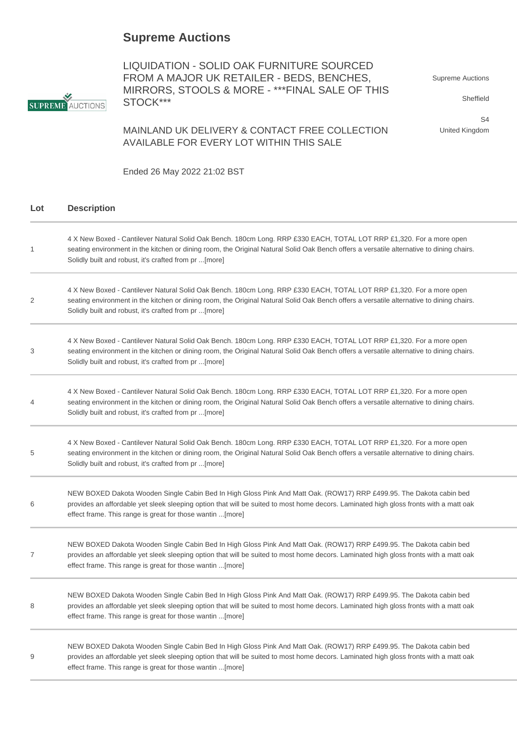# Supreme Auctions

LIQUIDATION - SOLID OAK FURNITURE SOURCED FROM A MAJOR UK RETAILER - BEDS, BENCHES, MIRRORS, STOOLS & MORE - ***FINAL SALE OF THIS STOCK***

MAINLAND UK DELIVERY & CONTACT FREE COLLECTION AVAILABLE FOR EVERY LOT WITHIN THIS SALE

Ended 26 May 2022 21:02 BST

Supreme Auctions
Sheffield
S4
United Kingdom

| Lot | Description |
| --- | --- |
| 1 | 4 X New Boxed - Cantilever Natural Solid Oak Bench. 180cm Long. RRP £330 EACH, TOTAL LOT RRP £1,320. For a more open seating environment in the kitchen or dining room, the Original Natural Solid Oak Bench offers a versatile alternative to dining chairs. Solidly built and robust, it's crafted from pr ...[more] |
| 2 | 4 X New Boxed - Cantilever Natural Solid Oak Bench. 180cm Long. RRP £330 EACH, TOTAL LOT RRP £1,320. For a more open seating environment in the kitchen or dining room, the Original Natural Solid Oak Bench offers a versatile alternative to dining chairs. Solidly built and robust, it's crafted from pr ...[more] |
| 3 | 4 X New Boxed - Cantilever Natural Solid Oak Bench. 180cm Long. RRP £330 EACH, TOTAL LOT RRP £1,320. For a more open seating environment in the kitchen or dining room, the Original Natural Solid Oak Bench offers a versatile alternative to dining chairs. Solidly built and robust, it's crafted from pr ...[more] |
| 4 | 4 X New Boxed - Cantilever Natural Solid Oak Bench. 180cm Long. RRP £330 EACH, TOTAL LOT RRP £1,320. For a more open seating environment in the kitchen or dining room, the Original Natural Solid Oak Bench offers a versatile alternative to dining chairs. Solidly built and robust, it's crafted from pr ...[more] |
| 5 | 4 X New Boxed - Cantilever Natural Solid Oak Bench. 180cm Long. RRP £330 EACH, TOTAL LOT RRP £1,320. For a more open seating environment in the kitchen or dining room, the Original Natural Solid Oak Bench offers a versatile alternative to dining chairs. Solidly built and robust, it's crafted from pr ...[more] |
| 6 | NEW BOXED Dakota Wooden Single Cabin Bed In High Gloss Pink And Matt Oak. (ROW17) RRP £499.95. The Dakota cabin bed provides an affordable yet sleek sleeping option that will be suited to most home decors. Laminated high gloss fronts with a matt oak effect frame. This range is great for those wantin ...[more] |
| 7 | NEW BOXED Dakota Wooden Single Cabin Bed In High Gloss Pink And Matt Oak. (ROW17) RRP £499.95. The Dakota cabin bed provides an affordable yet sleek sleeping option that will be suited to most home decors. Laminated high gloss fronts with a matt oak effect frame. This range is great for those wantin ...[more] |
| 8 | NEW BOXED Dakota Wooden Single Cabin Bed In High Gloss Pink And Matt Oak. (ROW17) RRP £499.95. The Dakota cabin bed provides an affordable yet sleek sleeping option that will be suited to most home decors. Laminated high gloss fronts with a matt oak effect frame. This range is great for those wantin ...[more] |
| 9 | NEW BOXED Dakota Wooden Single Cabin Bed In High Gloss Pink And Matt Oak. (ROW17) RRP £499.95. The Dakota cabin bed provides an affordable yet sleek sleeping option that will be suited to most home decors. Laminated high gloss fronts with a matt oak effect frame. This range is great for those wantin ...[more] |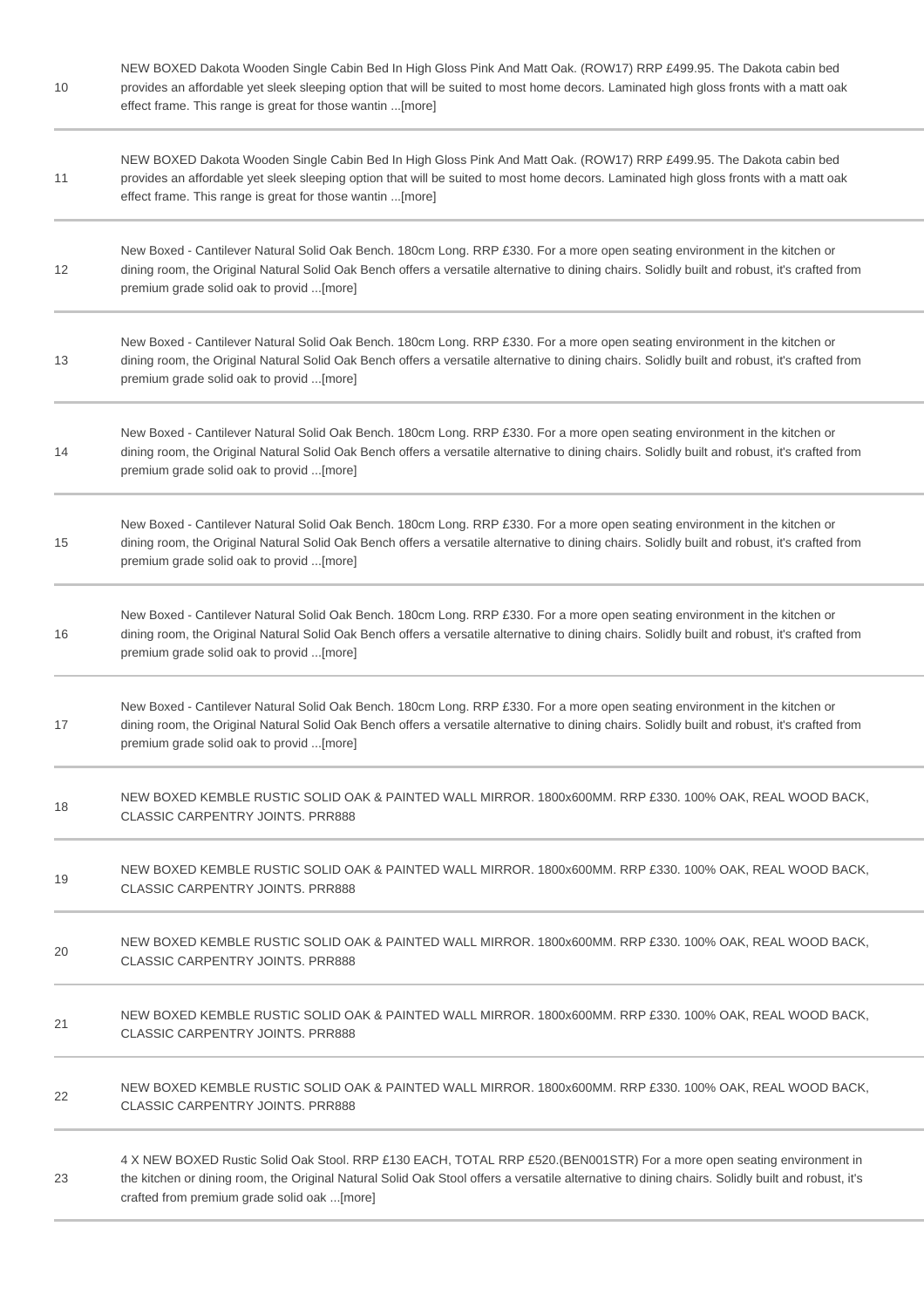| | |
|---|---|
| 10 | NEW BOXED Dakota Wooden Single Cabin Bed In High Gloss Pink And Matt Oak. (ROW17) RRP £499.95. The Dakota cabin bed provides an affordable yet sleek sleeping option that will be suited to most home decors. Laminated high gloss fronts with a matt oak effect frame. This range is great for those wantin ...[more] |
| 11 | NEW BOXED Dakota Wooden Single Cabin Bed In High Gloss Pink And Matt Oak. (ROW17) RRP £499.95. The Dakota cabin bed provides an affordable yet sleek sleeping option that will be suited to most home decors. Laminated high gloss fronts with a matt oak effect frame. This range is great for those wantin ...[more] |
| 12 | New Boxed - Cantilever Natural Solid Oak Bench. 180cm Long. RRP £330. For a more open seating environment in the kitchen or dining room, the Original Natural Solid Oak Bench offers a versatile alternative to dining chairs. Solidly built and robust, it's crafted from premium grade solid oak to provid ...[more] |
| 13 | New Boxed - Cantilever Natural Solid Oak Bench. 180cm Long. RRP £330. For a more open seating environment in the kitchen or dining room, the Original Natural Solid Oak Bench offers a versatile alternative to dining chairs. Solidly built and robust, it's crafted from premium grade solid oak to provid ...[more] |
| 14 | New Boxed - Cantilever Natural Solid Oak Bench. 180cm Long. RRP £330. For a more open seating environment in the kitchen or dining room, the Original Natural Solid Oak Bench offers a versatile alternative to dining chairs. Solidly built and robust, it's crafted from premium grade solid oak to provid ...[more] |
| 15 | New Boxed - Cantilever Natural Solid Oak Bench. 180cm Long. RRP £330. For a more open seating environment in the kitchen or dining room, the Original Natural Solid Oak Bench offers a versatile alternative to dining chairs. Solidly built and robust, it's crafted from premium grade solid oak to provid ...[more] |
| 16 | New Boxed - Cantilever Natural Solid Oak Bench. 180cm Long. RRP £330. For a more open seating environment in the kitchen or dining room, the Original Natural Solid Oak Bench offers a versatile alternative to dining chairs. Solidly built and robust, it's crafted from premium grade solid oak to provid ...[more] |
| 17 | New Boxed - Cantilever Natural Solid Oak Bench. 180cm Long. RRP £330. For a more open seating environment in the kitchen or dining room, the Original Natural Solid Oak Bench offers a versatile alternative to dining chairs. Solidly built and robust, it's crafted from premium grade solid oak to provid ...[more] |
| 18 | NEW BOXED KEMBLE RUSTIC SOLID OAK & PAINTED WALL MIRROR. 1800x600MM. RRP £330. 100% OAK, REAL WOOD BACK, CLASSIC CARPENTRY JOINTS. PRR888 |
| 19 | NEW BOXED KEMBLE RUSTIC SOLID OAK & PAINTED WALL MIRROR. 1800x600MM. RRP £330. 100% OAK, REAL WOOD BACK, CLASSIC CARPENTRY JOINTS. PRR888 |
| 20 | NEW BOXED KEMBLE RUSTIC SOLID OAK & PAINTED WALL MIRROR. 1800x600MM. RRP £330. 100% OAK, REAL WOOD BACK, CLASSIC CARPENTRY JOINTS. PRR888 |
| 21 | NEW BOXED KEMBLE RUSTIC SOLID OAK & PAINTED WALL MIRROR. 1800x600MM. RRP £330. 100% OAK, REAL WOOD BACK, CLASSIC CARPENTRY JOINTS. PRR888 |
| 22 | NEW BOXED KEMBLE RUSTIC SOLID OAK & PAINTED WALL MIRROR. 1800x600MM. RRP £330. 100% OAK, REAL WOOD BACK, CLASSIC CARPENTRY JOINTS. PRR888 |
| 23 | 4 X NEW BOXED Rustic Solid Oak Stool. RRP £130 EACH, TOTAL RRP £520.(BEN001STR) For a more open seating environment in the kitchen or dining room, the Original Natural Solid Oak Stool offers a versatile alternative to dining chairs. Solidly built and robust, it's crafted from premium grade solid oak ...[more] |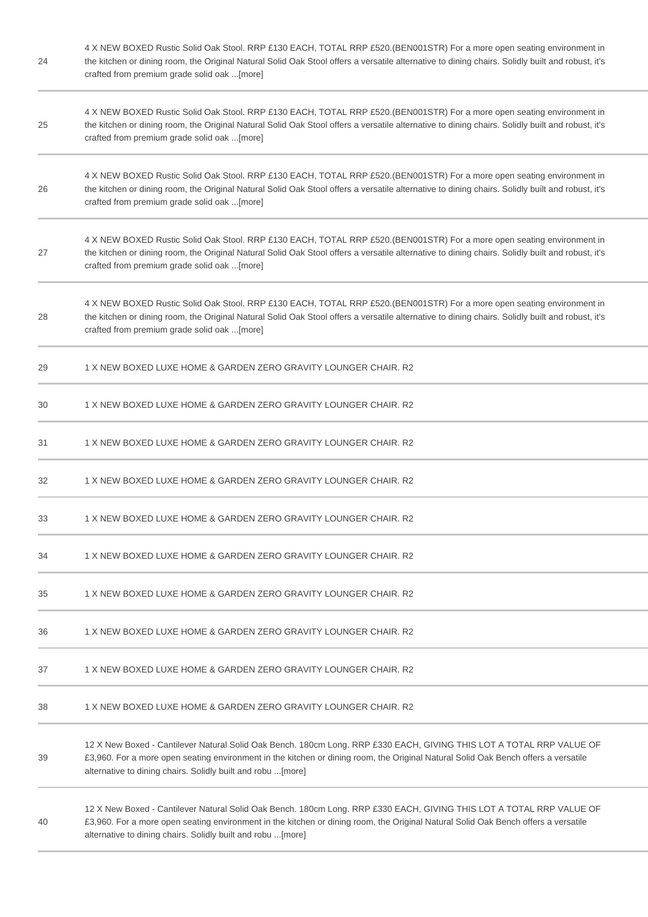| | |
|---|---|
| 24 | 4 X NEW BOXED Rustic Solid Oak Stool. RRP £130 EACH, TOTAL RRP £520.(BEN001STR) For a more open seating environment in the kitchen or dining room, the Original Natural Solid Oak Stool offers a versatile alternative to dining chairs. Solidly built and robust, it's crafted from premium grade solid oak ...[more] |
| 25 | 4 X NEW BOXED Rustic Solid Oak Stool. RRP £130 EACH, TOTAL RRP £520.(BEN001STR) For a more open seating environment in the kitchen or dining room, the Original Natural Solid Oak Stool offers a versatile alternative to dining chairs. Solidly built and robust, it's crafted from premium grade solid oak ...[more] |
| 26 | 4 X NEW BOXED Rustic Solid Oak Stool. RRP £130 EACH, TOTAL RRP £520.(BEN001STR) For a more open seating environment in the kitchen or dining room, the Original Natural Solid Oak Stool offers a versatile alternative to dining chairs. Solidly built and robust, it's crafted from premium grade solid oak ...[more] |
| 27 | 4 X NEW BOXED Rustic Solid Oak Stool. RRP £130 EACH, TOTAL RRP £520.(BEN001STR) For a more open seating environment in the kitchen or dining room, the Original Natural Solid Oak Stool offers a versatile alternative to dining chairs. Solidly built and robust, it's crafted from premium grade solid oak ...[more] |
| 28 | 4 X NEW BOXED Rustic Solid Oak Stool. RRP £130 EACH, TOTAL RRP £520.(BEN001STR) For a more open seating environment in the kitchen or dining room, the Original Natural Solid Oak Stool offers a versatile alternative to dining chairs. Solidly built and robust, it's crafted from premium grade solid oak ...[more] |
| 29 | 1 X NEW BOXED LUXE HOME & GARDEN ZERO GRAVITY LOUNGER CHAIR. R2 |
| 30 | 1 X NEW BOXED LUXE HOME & GARDEN ZERO GRAVITY LOUNGER CHAIR. R2 |
| 31 | 1 X NEW BOXED LUXE HOME & GARDEN ZERO GRAVITY LOUNGER CHAIR. R2 |
| 32 | 1 X NEW BOXED LUXE HOME & GARDEN ZERO GRAVITY LOUNGER CHAIR. R2 |
| 33 | 1 X NEW BOXED LUXE HOME & GARDEN ZERO GRAVITY LOUNGER CHAIR. R2 |
| 34 | 1 X NEW BOXED LUXE HOME & GARDEN ZERO GRAVITY LOUNGER CHAIR. R2 |
| 35 | 1 X NEW BOXED LUXE HOME & GARDEN ZERO GRAVITY LOUNGER CHAIR. R2 |
| 36 | 1 X NEW BOXED LUXE HOME & GARDEN ZERO GRAVITY LOUNGER CHAIR. R2 |
| 37 | 1 X NEW BOXED LUXE HOME & GARDEN ZERO GRAVITY LOUNGER CHAIR. R2 |
| 38 | 1 X NEW BOXED LUXE HOME & GARDEN ZERO GRAVITY LOUNGER CHAIR. R2 |
| 39 | 12 X New Boxed - Cantilever Natural Solid Oak Bench. 180cm Long. RRP £330 EACH, GIVING THIS LOT A TOTAL RRP VALUE OF £3,960. For a more open seating environment in the kitchen or dining room, the Original Natural Solid Oak Bench offers a versatile alternative to dining chairs. Solidly built and robu ...[more] |
| 40 | 12 X New Boxed - Cantilever Natural Solid Oak Bench. 180cm Long. RRP £330 EACH, GIVING THIS LOT A TOTAL RRP VALUE OF £3,960. For a more open seating environment in the kitchen or dining room, the Original Natural Solid Oak Bench offers a versatile alternative to dining chairs. Solidly built and robu ...[more] |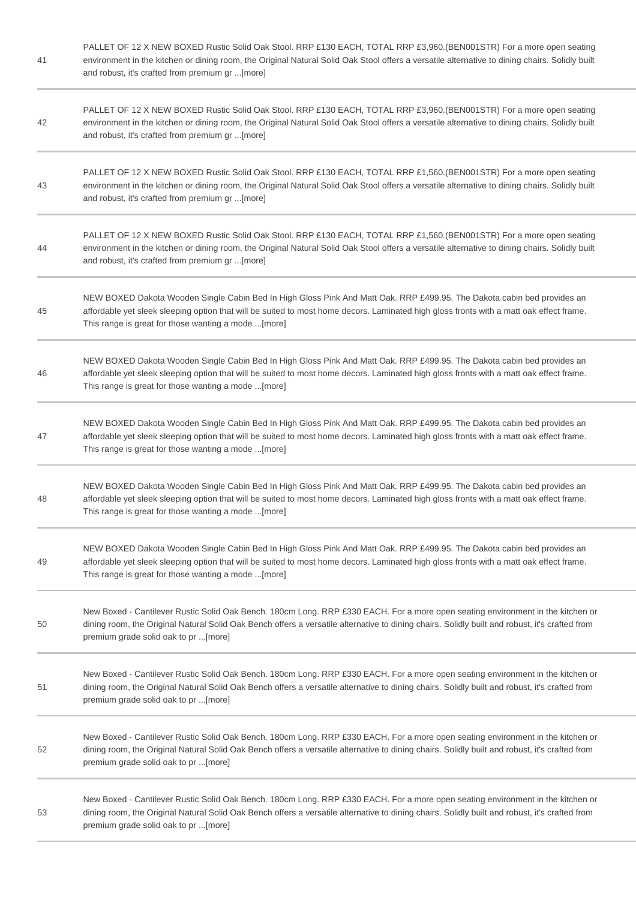| | |
|---|---|
| 41 | PALLET OF 12 X NEW BOXED Rustic Solid Oak Stool. RRP £130 EACH, TOTAL RRP £3,960.(BEN001STR) For a more open seating environment in the kitchen or dining room, the Original Natural Solid Oak Stool offers a versatile alternative to dining chairs. Solidly built and robust, it's crafted from premium gr ...[more] |
| 42 | PALLET OF 12 X NEW BOXED Rustic Solid Oak Stool. RRP £130 EACH, TOTAL RRP £3,960.(BEN001STR) For a more open seating environment in the kitchen or dining room, the Original Natural Solid Oak Stool offers a versatile alternative to dining chairs. Solidly built and robust, it's crafted from premium gr ...[more] |
| 43 | PALLET OF 12 X NEW BOXED Rustic Solid Oak Stool. RRP £130 EACH, TOTAL RRP £1,560.(BEN001STR) For a more open seating environment in the kitchen or dining room, the Original Natural Solid Oak Stool offers a versatile alternative to dining chairs. Solidly built and robust, it's crafted from premium gr ...[more] |
| 44 | PALLET OF 12 X NEW BOXED Rustic Solid Oak Stool. RRP £130 EACH, TOTAL RRP £1,560.(BEN001STR) For a more open seating environment in the kitchen or dining room, the Original Natural Solid Oak Stool offers a versatile alternative to dining chairs. Solidly built and robust, it's crafted from premium gr ...[more] |
| 45 | NEW BOXED Dakota Wooden Single Cabin Bed In High Gloss Pink And Matt Oak. RRP £499.95. The Dakota cabin bed provides an affordable yet sleek sleeping option that will be suited to most home decors. Laminated high gloss fronts with a matt oak effect frame. This range is great for those wanting a mode ...[more] |
| 46 | NEW BOXED Dakota Wooden Single Cabin Bed In High Gloss Pink And Matt Oak. RRP £499.95. The Dakota cabin bed provides an affordable yet sleek sleeping option that will be suited to most home decors. Laminated high gloss fronts with a matt oak effect frame. This range is great for those wanting a mode ...[more] |
| 47 | NEW BOXED Dakota Wooden Single Cabin Bed In High Gloss Pink And Matt Oak. RRP £499.95. The Dakota cabin bed provides an affordable yet sleek sleeping option that will be suited to most home decors. Laminated high gloss fronts with a matt oak effect frame. This range is great for those wanting a mode ...[more] |
| 48 | NEW BOXED Dakota Wooden Single Cabin Bed In High Gloss Pink And Matt Oak. RRP £499.95. The Dakota cabin bed provides an affordable yet sleek sleeping option that will be suited to most home decors. Laminated high gloss fronts with a matt oak effect frame. This range is great for those wanting a mode ...[more] |
| 49 | NEW BOXED Dakota Wooden Single Cabin Bed In High Gloss Pink And Matt Oak. RRP £499.95. The Dakota cabin bed provides an affordable yet sleek sleeping option that will be suited to most home decors. Laminated high gloss fronts with a matt oak effect frame. This range is great for those wanting a mode ...[more] |
| 50 | New Boxed - Cantilever Rustic Solid Oak Bench. 180cm Long. RRP £330 EACH. For a more open seating environment in the kitchen or dining room, the Original Natural Solid Oak Bench offers a versatile alternative to dining chairs. Solidly built and robust, it's crafted from premium grade solid oak to pr ...[more] |
| 51 | New Boxed - Cantilever Rustic Solid Oak Bench. 180cm Long. RRP £330 EACH. For a more open seating environment in the kitchen or dining room, the Original Natural Solid Oak Bench offers a versatile alternative to dining chairs. Solidly built and robust, it's crafted from premium grade solid oak to pr ...[more] |
| 52 | New Boxed - Cantilever Rustic Solid Oak Bench. 180cm Long. RRP £330 EACH. For a more open seating environment in the kitchen or dining room, the Original Natural Solid Oak Bench offers a versatile alternative to dining chairs. Solidly built and robust, it's crafted from premium grade solid oak to pr ...[more] |
| 53 | New Boxed - Cantilever Rustic Solid Oak Bench. 180cm Long. RRP £330 EACH. For a more open seating environment in the kitchen or dining room, the Original Natural Solid Oak Bench offers a versatile alternative to dining chairs. Solidly built and robust, it's crafted from premium grade solid oak to pr ...[more] |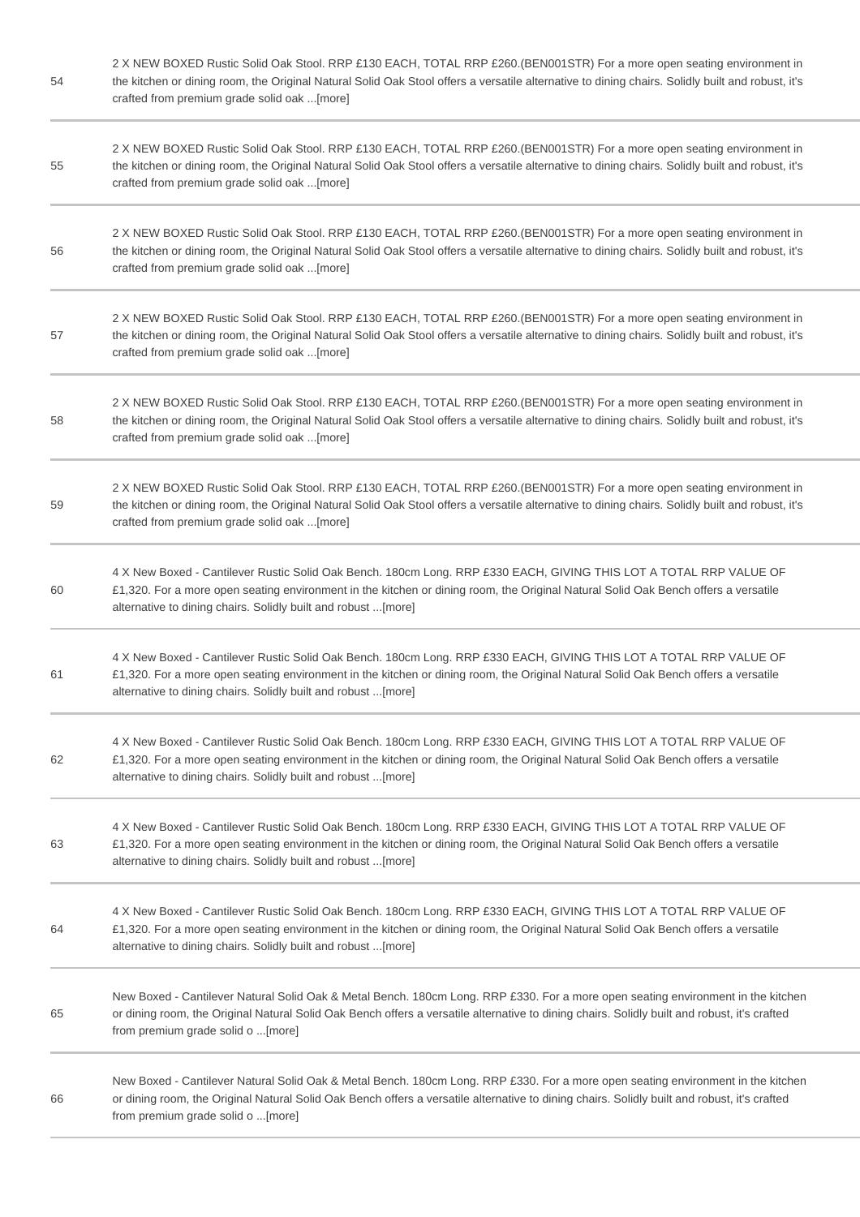| | |
|---|---|
| 54 | 2 X NEW BOXED Rustic Solid Oak Stool. RRP £130 EACH, TOTAL RRP £260.(BEN001STR) For a more open seating environment in the kitchen or dining room, the Original Natural Solid Oak Stool offers a versatile alternative to dining chairs. Solidly built and robust, it's crafted from premium grade solid oak ...[more] |
| 55 | 2 X NEW BOXED Rustic Solid Oak Stool. RRP £130 EACH, TOTAL RRP £260.(BEN001STR) For a more open seating environment in the kitchen or dining room, the Original Natural Solid Oak Stool offers a versatile alternative to dining chairs. Solidly built and robust, it's crafted from premium grade solid oak ...[more] |
| 56 | 2 X NEW BOXED Rustic Solid Oak Stool. RRP £130 EACH, TOTAL RRP £260.(BEN001STR) For a more open seating environment in the kitchen or dining room, the Original Natural Solid Oak Stool offers a versatile alternative to dining chairs. Solidly built and robust, it's crafted from premium grade solid oak ...[more] |
| 57 | 2 X NEW BOXED Rustic Solid Oak Stool. RRP £130 EACH, TOTAL RRP £260.(BEN001STR) For a more open seating environment in the kitchen or dining room, the Original Natural Solid Oak Stool offers a versatile alternative to dining chairs. Solidly built and robust, it's crafted from premium grade solid oak ...[more] |
| 58 | 2 X NEW BOXED Rustic Solid Oak Stool. RRP £130 EACH, TOTAL RRP £260.(BEN001STR) For a more open seating environment in the kitchen or dining room, the Original Natural Solid Oak Stool offers a versatile alternative to dining chairs. Solidly built and robust, it's crafted from premium grade solid oak ...[more] |
| 59 | 2 X NEW BOXED Rustic Solid Oak Stool. RRP £130 EACH, TOTAL RRP £260.(BEN001STR) For a more open seating environment in the kitchen or dining room, the Original Natural Solid Oak Stool offers a versatile alternative to dining chairs. Solidly built and robust, it's crafted from premium grade solid oak ...[more] |
| 60 | 4 X New Boxed - Cantilever Rustic Solid Oak Bench. 180cm Long. RRP £330 EACH, GIVING THIS LOT A TOTAL RRP VALUE OF £1,320. For a more open seating environment in the kitchen or dining room, the Original Natural Solid Oak Bench offers a versatile alternative to dining chairs. Solidly built and robust ...[more] |
| 61 | 4 X New Boxed - Cantilever Rustic Solid Oak Bench. 180cm Long. RRP £330 EACH, GIVING THIS LOT A TOTAL RRP VALUE OF £1,320. For a more open seating environment in the kitchen or dining room, the Original Natural Solid Oak Bench offers a versatile alternative to dining chairs. Solidly built and robust ...[more] |
| 62 | 4 X New Boxed - Cantilever Rustic Solid Oak Bench. 180cm Long. RRP £330 EACH, GIVING THIS LOT A TOTAL RRP VALUE OF £1,320. For a more open seating environment in the kitchen or dining room, the Original Natural Solid Oak Bench offers a versatile alternative to dining chairs. Solidly built and robust ...[more] |
| 63 | 4 X New Boxed - Cantilever Rustic Solid Oak Bench. 180cm Long. RRP £330 EACH, GIVING THIS LOT A TOTAL RRP VALUE OF £1,320. For a more open seating environment in the kitchen or dining room, the Original Natural Solid Oak Bench offers a versatile alternative to dining chairs. Solidly built and robust ...[more] |
| 64 | 4 X New Boxed - Cantilever Rustic Solid Oak Bench. 180cm Long. RRP £330 EACH, GIVING THIS LOT A TOTAL RRP VALUE OF £1,320. For a more open seating environment in the kitchen or dining room, the Original Natural Solid Oak Bench offers a versatile alternative to dining chairs. Solidly built and robust ...[more] |
| 65 | New Boxed - Cantilever Natural Solid Oak & Metal Bench. 180cm Long. RRP £330. For a more open seating environment in the kitchen or dining room, the Original Natural Solid Oak Bench offers a versatile alternative to dining chairs. Solidly built and robust, it's crafted from premium grade solid o ...[more] |
| 66 | New Boxed - Cantilever Natural Solid Oak & Metal Bench. 180cm Long. RRP £330. For a more open seating environment in the kitchen or dining room, the Original Natural Solid Oak Bench offers a versatile alternative to dining chairs. Solidly built and robust, it's crafted from premium grade solid o ...[more] |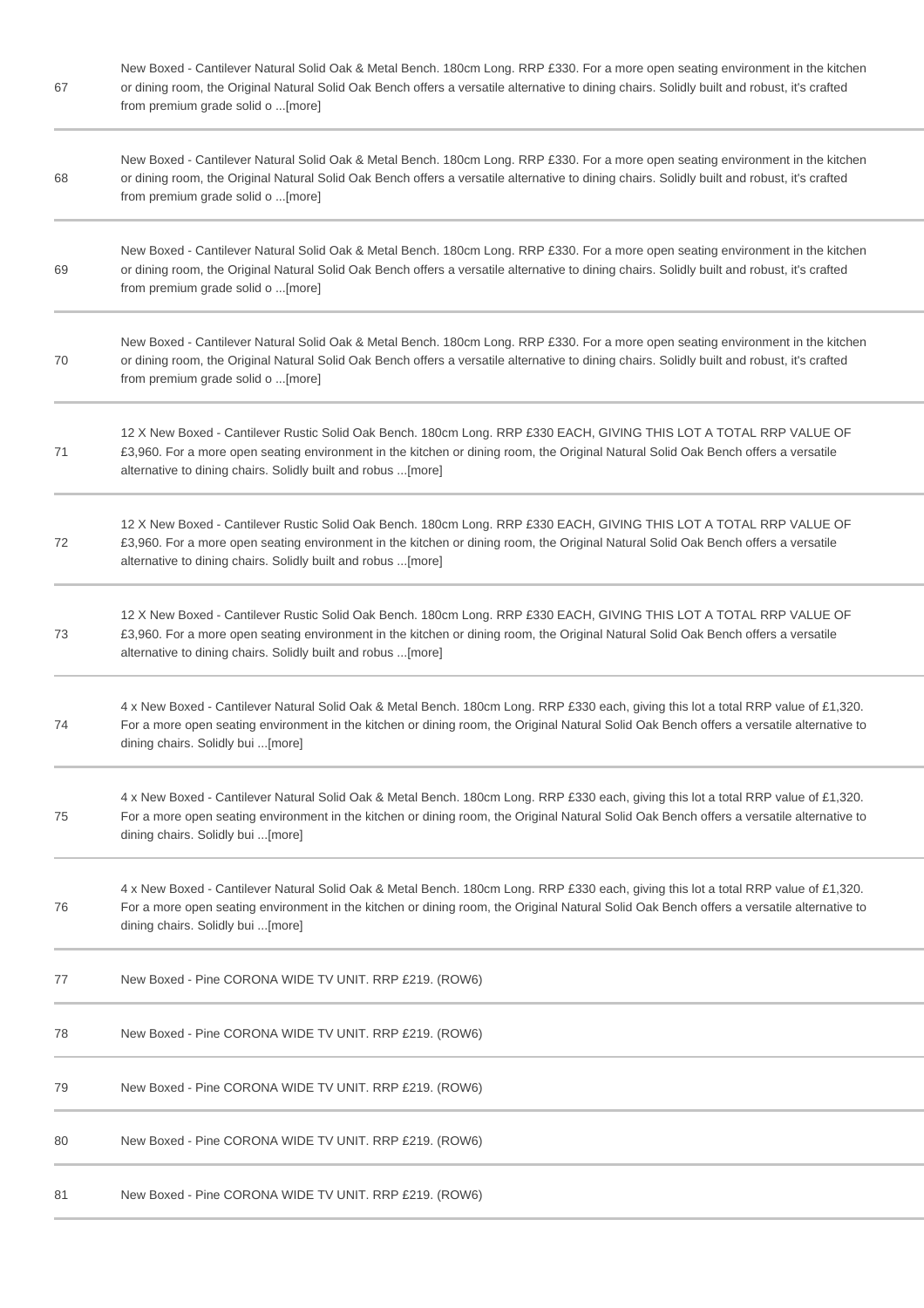| | |
|---|---|
| 67 | New Boxed - Cantilever Natural Solid Oak & Metal Bench. 180cm Long. RRP £330. For a more open seating environment in the kitchen or dining room, the Original Natural Solid Oak Bench offers a versatile alternative to dining chairs. Solidly built and robust, it's crafted from premium grade solid o ...[more] |
| 68 | New Boxed - Cantilever Natural Solid Oak & Metal Bench. 180cm Long. RRP £330. For a more open seating environment in the kitchen or dining room, the Original Natural Solid Oak Bench offers a versatile alternative to dining chairs. Solidly built and robust, it's crafted from premium grade solid o ...[more] |
| 69 | New Boxed - Cantilever Natural Solid Oak & Metal Bench. 180cm Long. RRP £330. For a more open seating environment in the kitchen or dining room, the Original Natural Solid Oak Bench offers a versatile alternative to dining chairs. Solidly built and robust, it's crafted from premium grade solid o ...[more] |
| 70 | New Boxed - Cantilever Natural Solid Oak & Metal Bench. 180cm Long. RRP £330. For a more open seating environment in the kitchen or dining room, the Original Natural Solid Oak Bench offers a versatile alternative to dining chairs. Solidly built and robust, it's crafted from premium grade solid o ...[more] |
| 71 | 12 X New Boxed - Cantilever Rustic Solid Oak Bench. 180cm Long. RRP £330 EACH, GIVING THIS LOT A TOTAL RRP VALUE OF £3,960. For a more open seating environment in the kitchen or dining room, the Original Natural Solid Oak Bench offers a versatile alternative to dining chairs. Solidly built and robus ...[more] |
| 72 | 12 X New Boxed - Cantilever Rustic Solid Oak Bench. 180cm Long. RRP £330 EACH, GIVING THIS LOT A TOTAL RRP VALUE OF £3,960. For a more open seating environment in the kitchen or dining room, the Original Natural Solid Oak Bench offers a versatile alternative to dining chairs. Solidly built and robus ...[more] |
| 73 | 12 X New Boxed - Cantilever Rustic Solid Oak Bench. 180cm Long. RRP £330 EACH, GIVING THIS LOT A TOTAL RRP VALUE OF £3,960. For a more open seating environment in the kitchen or dining room, the Original Natural Solid Oak Bench offers a versatile alternative to dining chairs. Solidly built and robus ...[more] |
| 74 | 4 x New Boxed - Cantilever Natural Solid Oak & Metal Bench. 180cm Long. RRP £330 each, giving this lot a total RRP value of £1,320. For a more open seating environment in the kitchen or dining room, the Original Natural Solid Oak Bench offers a versatile alternative to dining chairs. Solidly bui ...[more] |
| 75 | 4 x New Boxed - Cantilever Natural Solid Oak & Metal Bench. 180cm Long. RRP £330 each, giving this lot a total RRP value of £1,320. For a more open seating environment in the kitchen or dining room, the Original Natural Solid Oak Bench offers a versatile alternative to dining chairs. Solidly bui ...[more] |
| 76 | 4 x New Boxed - Cantilever Natural Solid Oak & Metal Bench. 180cm Long. RRP £330 each, giving this lot a total RRP value of £1,320. For a more open seating environment in the kitchen or dining room, the Original Natural Solid Oak Bench offers a versatile alternative to dining chairs. Solidly bui ...[more] |
| 77 | New Boxed - Pine CORONA WIDE TV UNIT. RRP £219. (ROW6) |
| 78 | New Boxed - Pine CORONA WIDE TV UNIT. RRP £219. (ROW6) |
| 79 | New Boxed - Pine CORONA WIDE TV UNIT. RRP £219. (ROW6) |
| 80 | New Boxed - Pine CORONA WIDE TV UNIT. RRP £219. (ROW6) |
| 81 | New Boxed - Pine CORONA WIDE TV UNIT. RRP £219. (ROW6) |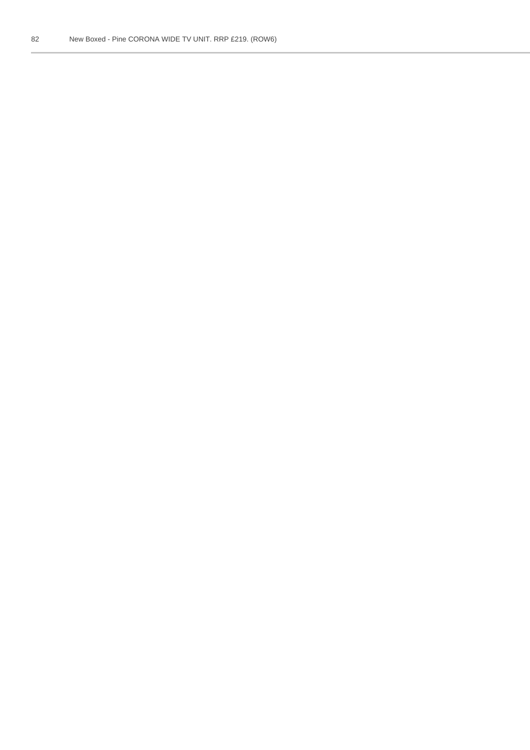| | |
|---|---|
| 82 | New Boxed - Pine CORONA WIDE TV UNIT. RRP £219. (ROW6) |